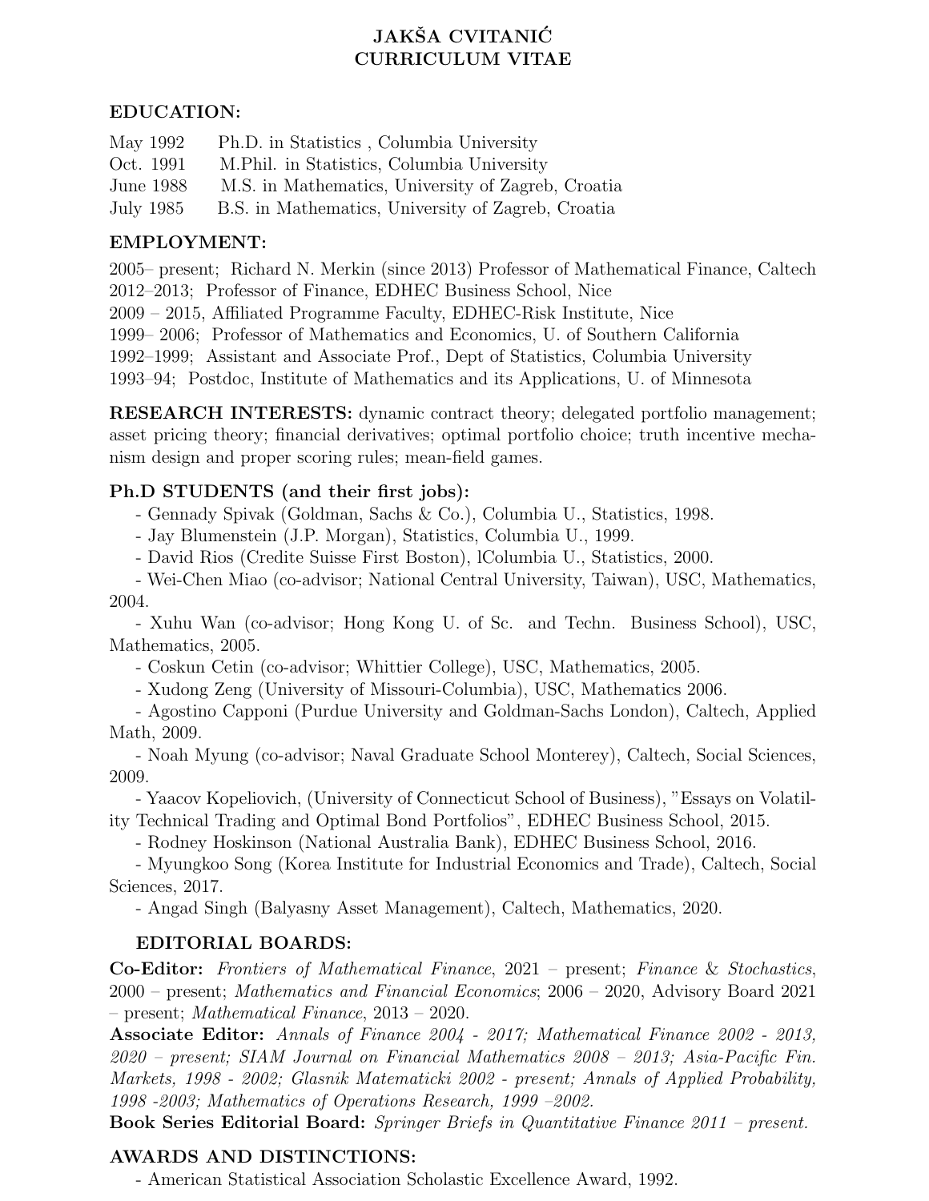# JAKŠA CVITANIĆ
# CURRICULUM VITAE

## EDUCATION:

May 1992 Ph.D. in Statistics , Columbia University
Oct. 1991 M.Phil. in Statistics, Columbia University
June 1988 M.S. in Mathematics, University of Zagreb, Croatia
July 1985 B.S. in Mathematics, University of Zagreb, Croatia

## EMPLOYMENT:

2005– present; Richard N. Merkin (since 2013) Professor of Mathematical Finance, Caltech
2012–2013; Professor of Finance, EDHEC Business School, Nice
2009 – 2015, Affiliated Programme Faculty, EDHEC-Risk Institute, Nice
1999– 2006; Professor of Mathematics and Economics, U. of Southern California
1992–1999; Assistant and Associate Prof., Dept of Statistics, Columbia University
1993–94; Postdoc, Institute of Mathematics and its Applications, U. of Minnesota

**RESEARCH INTERESTS:** dynamic contract theory; delegated portfolio management; asset pricing theory; financial derivatives; optimal portfolio choice; truth incentive mechanism design and proper scoring rules; mean-field games.

## Ph.D STUDENTS (and their first jobs):

- Gennady Spivak (Goldman, Sachs & Co.), Columbia U., Statistics, 1998.
- Jay Blumenstein (J.P. Morgan), Statistics, Columbia U., 1999.
- David Rios (Credite Suisse First Boston), lColumbia U., Statistics, 2000.
- Wei-Chen Miao (co-advisor; National Central University, Taiwan), USC, Mathematics, 2004.
- Xuhu Wan (co-advisor; Hong Kong U. of Sc. and Techn. Business School), USC, Mathematics, 2005.
- Coskun Cetin (co-advisor; Whittier College), USC, Mathematics, 2005.
- Xudong Zeng (University of Missouri-Columbia), USC, Mathematics 2006.
- Agostino Capponi (Purdue University and Goldman-Sachs London), Caltech, Applied Math, 2009.
- Noah Myung (co-advisor; Naval Graduate School Monterey), Caltech, Social Sciences, 2009.
- Yaacov Kopeliovich, (University of Connecticut School of Business), "Essays on Volatility Technical Trading and Optimal Bond Portfolios", EDHEC Business School, 2015.
- Rodney Hoskinson (National Australia Bank), EDHEC Business School, 2016.
- Myungkoo Song (Korea Institute for Industrial Economics and Trade), Caltech, Social Sciences, 2017.
- Angad Singh (Balyasny Asset Management), Caltech, Mathematics, 2020.

## EDITORIAL BOARDS:

**Co-Editor:** *Frontiers of Mathematical Finance*, 2021 – present; *Finance* & *Stochastics*, 2000 – present; *Mathematics and Financial Economics*; 2006 – 2020, Advisory Board 2021 – present; *Mathematical Finance*, 2013 – 2020.

**Associate Editor:** *Annals of Finance 2004 - 2017; Mathematical Finance 2002 - 2013, 2020 – present; SIAM Journal on Financial Mathematics 2008 – 2013; Asia-Pacific Fin. Markets, 1998 - 2002; Glasnik Matematicki 2002 - present; Annals of Applied Probability, 1998 -2003; Mathematics of Operations Research, 1999 –2002.*

**Book Series Editorial Board:** *Springer Briefs in Quantitative Finance 2011 – present.*

## AWARDS AND DISTINCTIONS:

- American Statistical Association Scholastic Excellence Award, 1992.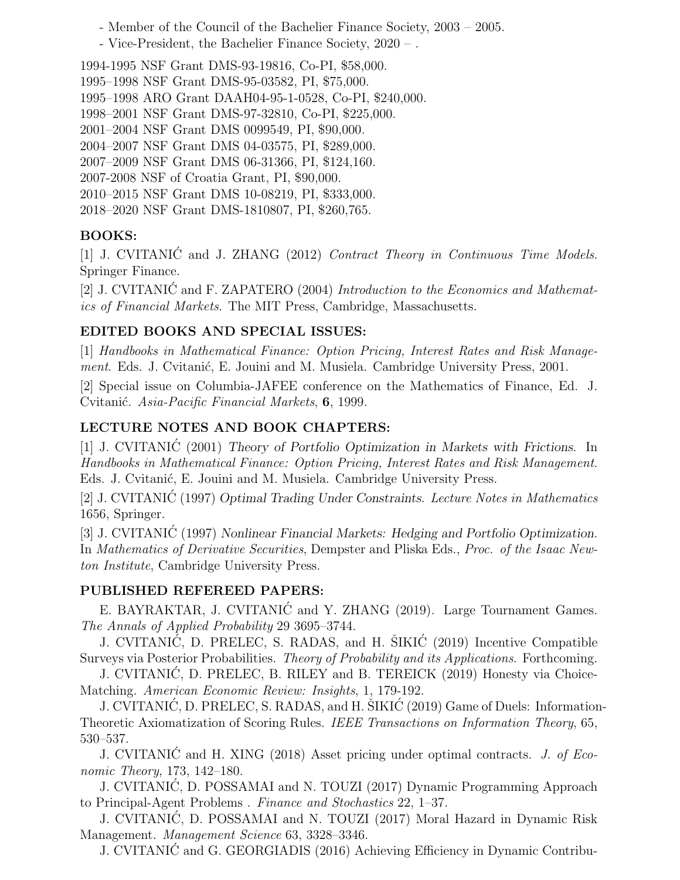- Member of the Council of the Bachelier Finance Society, 2003 – 2005.
- Vice-President, the Bachelier Finance Society, 2020 – .

1994-1995 NSF Grant DMS-93-19816, Co-PI, $58,000.
1995–1998 NSF Grant DMS-95-03582, PI, $75,000.
1995–1998 ARO Grant DAAH04-95-1-0528, Co-PI, $240,000.
1998–2001 NSF Grant DMS-97-32810, Co-PI, $225,000.
2001–2004 NSF Grant DMS 0099549, PI, $90,000.
2004–2007 NSF Grant DMS 04-03575, PI, $289,000.
2007–2009 NSF Grant DMS 06-31366, PI, $124,160.
2007-2008 NSF of Croatia Grant, PI, $90,000.
2010–2015 NSF Grant DMS 10-08219, PI, $333,000.
2018–2020 NSF Grant DMS-1810807, PI, $260,765.

### BOOKS:

[1] J. CVITANIĆ and J. ZHANG (2012) *Contract Theory in Continuous Time Models*. Springer Finance.

[2] J. CVITANIĆ and F. ZAPATERO (2004) *Introduction to the Economics and Mathematics of Financial Markets*. The MIT Press, Cambridge, Massachusetts.

### EDITED BOOKS AND SPECIAL ISSUES:

[1] *Handbooks in Mathematical Finance: Option Pricing, Interest Rates and Risk Management*. Eds. J. Cvitanić, E. Jouini and M. Musiela. Cambridge University Press, 2001.

[2] Special issue on Columbia-JAFEE conference on the Mathematics of Finance, Ed. J. Cvitanić. *Asia-Pacific Financial Markets*, **6**, 1999.

### LECTURE NOTES AND BOOK CHAPTERS:

[1] J. CVITANIĆ (2001) *Theory of Portfolio Optimization in Markets with Frictions*. In *Handbooks in Mathematical Finance: Option Pricing, Interest Rates and Risk Management*. Eds. J. Cvitanić, E. Jouini and M. Musiela. Cambridge University Press.

[2] J. CVITANIĆ (1997) *Optimal Trading Under Constraints*. *Lecture Notes in Mathematics* 1656, Springer.

[3] J. CVITANIĆ (1997) *Nonlinear Financial Markets: Hedging and Portfolio Optimization*. In *Mathematics of Derivative Securities*, Dempster and Pliska Eds., *Proc. of the Isaac Newton Institute*, Cambridge University Press.

### PUBLISHED REFEREED PAPERS:

E. BAYRAKTAR, J. CVITANIĆ and Y. ZHANG (2019). Large Tournament Games. *The Annals of Applied Probability* 29 3695–3744.

J. CVITANIĆ, D. PRELEC, S. RADAS, and H. ŠIKIĆ (2019) Incentive Compatible Surveys via Posterior Probabilities. *Theory of Probability and its Applications*. Forthcoming.

J. CVITANIĆ, D. PRELEC, B. RILEY and B. TEREICK (2019) Honesty via Choice-Matching. *American Economic Review: Insights*, 1, 179-192.

J. CVITANIĆ, D. PRELEC, S. RADAS, and H. ŠIKIĆ (2019) Game of Duels: Information-Theoretic Axiomatization of Scoring Rules. *IEEE Transactions on Information Theory*, 65, 530–537.

J. CVITANIĆ and H. XING (2018) Asset pricing under optimal contracts. *J. of Economic Theory*, 173, 142–180.

J. CVITANIĆ, D. POSSAMAI and N. TOUZI (2017) Dynamic Programming Approach to Principal-Agent Problems . *Finance and Stochastics* 22, 1–37.

J. CVITANIĆ, D. POSSAMAI and N. TOUZI (2017) Moral Hazard in Dynamic Risk Management. *Management Science* 63, 3328–3346.

J. CVITANIĆ and G. GEORGIADIS (2016) Achieving Efficiency in Dynamic Contribu-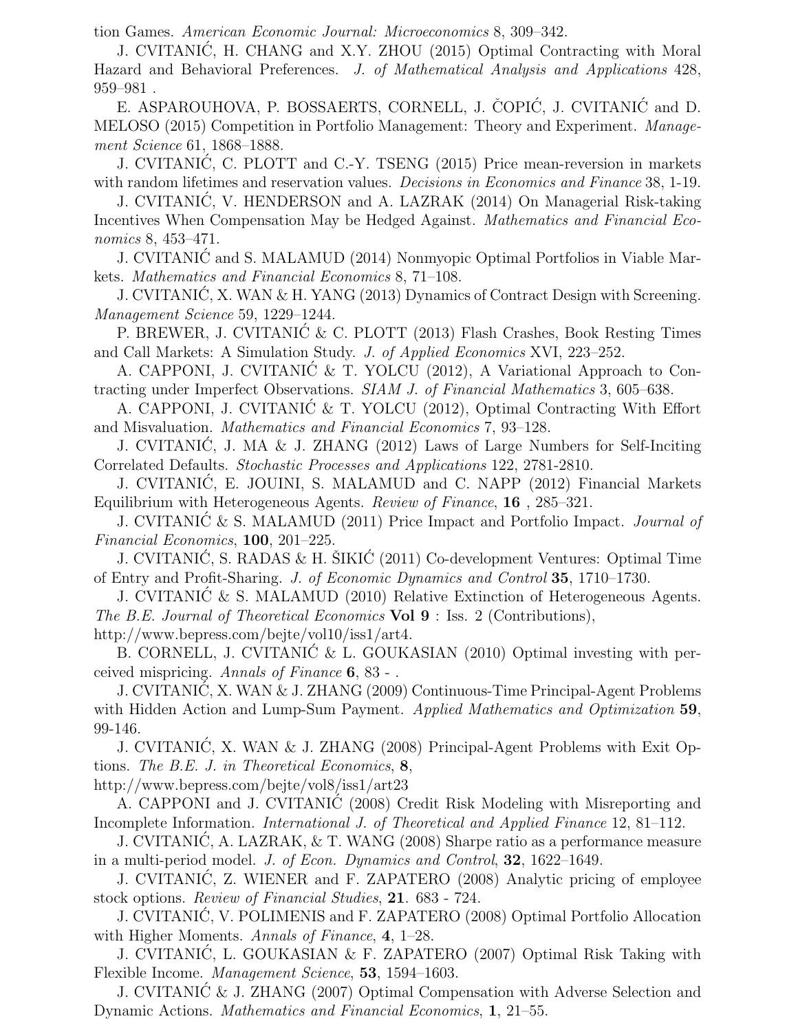tion Games. *American Economic Journal: Microeconomics* 8, 309–342.

J. CVITANIĆ, H. CHANG and X.Y. ZHOU (2015) Optimal Contracting with Moral Hazard and Behavioral Preferences. *J. of Mathematical Analysis and Applications* 428, 959–981 .

E. ASPAROUHOVA, P. BOSSAERTS, CORNELL, J. ČOPIĆ, J. CVITANIĆ and D. MELOSO (2015) Competition in Portfolio Management: Theory and Experiment. *Management Science* 61, 1868–1888.

J. CVITANIĆ, C. PLOTT and C.-Y. TSENG (2015) Price mean-reversion in markets with random lifetimes and reservation values. *Decisions in Economics and Finance* 38, 1-19.

J. CVITANIĆ, V. HENDERSON and A. LAZRAK (2014) On Managerial Risk-taking Incentives When Compensation May be Hedged Against. *Mathematics and Financial Economics* 8, 453–471.

J. CVITANIĆ and S. MALAMUD (2014) Nonmyopic Optimal Portfolios in Viable Markets. *Mathematics and Financial Economics* 8, 71–108.

J. CVITANIĆ, X. WAN & H. YANG (2013) Dynamics of Contract Design with Screening. *Management Science* 59, 1229–1244.

P. BREWER, J. CVITANIĆ & C. PLOTT (2013) Flash Crashes, Book Resting Times and Call Markets: A Simulation Study. *J. of Applied Economics* XVI, 223–252.

A. CAPPONI, J. CVITANIĆ & T. YOLCU (2012), A Variational Approach to Contracting under Imperfect Observations. *SIAM J. of Financial Mathematics* 3, 605–638.

A. CAPPONI, J. CVITANIĆ & T. YOLCU (2012), Optimal Contracting With Effort and Misvaluation. *Mathematics and Financial Economics* 7, 93–128.

J. CVITANIĆ, J. MA & J. ZHANG (2012) Laws of Large Numbers for Self-Inciting Correlated Defaults. *Stochastic Processes and Applications* 122, 2781-2810.

J. CVITANIĆ, E. JOUINI, S. MALAMUD and C. NAPP (2012) Financial Markets Equilibrium with Heterogeneous Agents. *Review of Finance*, **16** , 285–321.

J. CVITANIĆ & S. MALAMUD (2011) Price Impact and Portfolio Impact. *Journal of Financial Economics*, **100**, 201–225.

J. CVITANIĆ, S. RADAS & H. ŠIKIĆ (2011) Co-development Ventures: Optimal Time of Entry and Profit-Sharing. *J. of Economic Dynamics and Control* **35**, 1710–1730.

J. CVITANIĆ & S. MALAMUD (2010) Relative Extinction of Heterogeneous Agents. *The B.E. Journal of Theoretical Economics* **Vol 9** : Iss. 2 (Contributions), http://www.bepress.com/bejte/vol10/iss1/art4.

B. CORNELL, J. CVITANIĆ & L. GOUKASIAN (2010) Optimal investing with perceived mispricing. *Annals of Finance* **6**, 83 - .

J. CVITANIĆ, X. WAN & J. ZHANG (2009) Continuous-Time Principal-Agent Problems with Hidden Action and Lump-Sum Payment. *Applied Mathematics and Optimization* **59**, 99-146.

J. CVITANIĆ, X. WAN & J. ZHANG (2008) Principal-Agent Problems with Exit Options. *The B.E. J. in Theoretical Economics*, **8**, http://www.bepress.com/bejte/vol8/iss1/art23

A. CAPPONI and J. CVITANIĆ (2008) Credit Risk Modeling with Misreporting and Incomplete Information. *International J. of Theoretical and Applied Finance* 12, 81–112.

J. CVITANIĆ, A. LAZRAK, & T. WANG (2008) Sharpe ratio as a performance measure in a multi-period model. *J. of Econ. Dynamics and Control*, **32**, 1622–1649.

J. CVITANIĆ, Z. WIENER and F. ZAPATERO (2008) Analytic pricing of employee stock options. *Review of Financial Studies*, **21**. 683 - 724.

J. CVITANIĆ, V. POLIMENIS and F. ZAPATERO (2008) Optimal Portfolio Allocation with Higher Moments. *Annals of Finance*, **4**, 1–28.

J. CVITANIĆ, L. GOUKASIAN & F. ZAPATERO (2007) Optimal Risk Taking with Flexible Income. *Management Science*, **53**, 1594–1603.

J. CVITANIĆ & J. ZHANG (2007) Optimal Compensation with Adverse Selection and Dynamic Actions. *Mathematics and Financial Economics*, **1**, 21–55.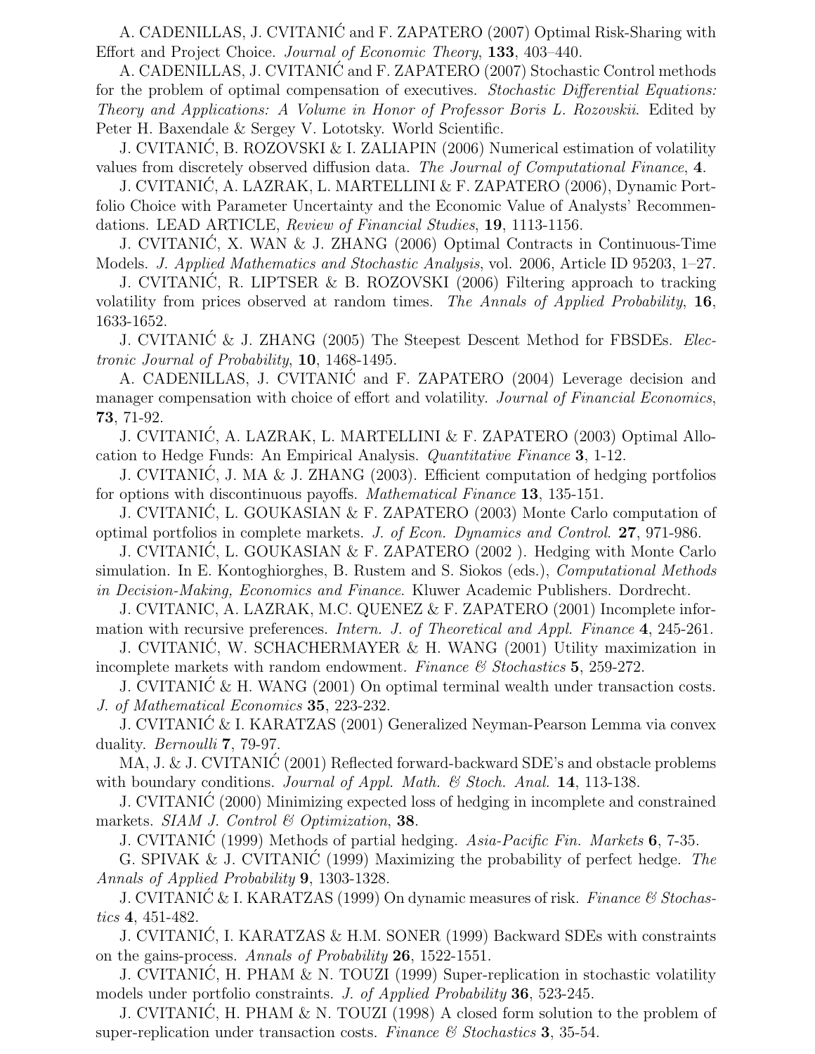A. CADENILLAS, J. CVITANIĆ and F. ZAPATERO (2007) Optimal Risk-Sharing with Effort and Project Choice. *Journal of Economic Theory*, **133**, 403–440.

A. CADENILLAS, J. CVITANIĆ and F. ZAPATERO (2007) Stochastic Control methods for the problem of optimal compensation of executives. *Stochastic Differential Equations: Theory and Applications: A Volume in Honor of Professor Boris L. Rozovskii*. Edited by Peter H. Baxendale & Sergey V. Lototsky. World Scientific.

J. CVITANIĆ, B. ROZOVSKI & I. ZALIAPIN (2006) Numerical estimation of volatility values from discretely observed diffusion data. *The Journal of Computational Finance*, **4**.

J. CVITANIĆ, A. LAZRAK, L. MARTELLINI & F. ZAPATERO (2006), Dynamic Portfolio Choice with Parameter Uncertainty and the Economic Value of Analysts' Recommendations. LEAD ARTICLE, *Review of Financial Studies*, **19**, 1113-1156.

J. CVITANIĆ, X. WAN & J. ZHANG (2006) Optimal Contracts in Continuous-Time Models. *J. Applied Mathematics and Stochastic Analysis*, vol. 2006, Article ID 95203, 1–27.

J. CVITANIĆ, R. LIPTSER & B. ROZOVSKI (2006) Filtering approach to tracking volatility from prices observed at random times. *The Annals of Applied Probability*, **16**, 1633-1652.

J. CVITANIĆ & J. ZHANG (2005) The Steepest Descent Method for FBSDEs. *Electronic Journal of Probability*, **10**, 1468-1495.

A. CADENILLAS, J. CVITANIĆ and F. ZAPATERO (2004) Leverage decision and manager compensation with choice of effort and volatility. *Journal of Financial Economics*, **73**, 71-92.

J. CVITANIĆ, A. LAZRAK, L. MARTELLINI & F. ZAPATERO (2003) Optimal Allocation to Hedge Funds: An Empirical Analysis. *Quantitative Finance* **3**, 1-12.

J. CVITANIĆ, J. MA & J. ZHANG (2003). Efficient computation of hedging portfolios for options with discontinuous payoffs. *Mathematical Finance* **13**, 135-151.

J. CVITANIĆ, L. GOUKASIAN & F. ZAPATERO (2003) Monte Carlo computation of optimal portfolios in complete markets. *J. of Econ. Dynamics and Control*. **27**, 971-986.

J. CVITANIĆ, L. GOUKASIAN & F. ZAPATERO (2002 ). Hedging with Monte Carlo simulation. In E. Kontoghiorghes, B. Rustem and S. Siokos (eds.), *Computational Methods in Decision-Making, Economics and Finance*. Kluwer Academic Publishers. Dordrecht.

J. CVITANIC, A. LAZRAK, M.C. QUENEZ & F. ZAPATERO (2001) Incomplete information with recursive preferences. *Intern. J. of Theoretical and Appl. Finance* **4**, 245-261.

J. CVITANIĆ, W. SCHACHERMAYER & H. WANG (2001) Utility maximization in incomplete markets with random endowment. *Finance & Stochastics* **5**, 259-272.

J. CVITANIĆ & H. WANG (2001) On optimal terminal wealth under transaction costs. *J. of Mathematical Economics* **35**, 223-232.

J. CVITANIĆ & I. KARATZAS (2001) Generalized Neyman-Pearson Lemma via convex duality. *Bernoulli* **7**, 79-97.

MA, J. & J. CVITANIĆ (2001) Reflected forward-backward SDE's and obstacle problems with boundary conditions. *Journal of Appl. Math. & Stoch. Anal.* **14**, 113-138.

J. CVITANIĆ (2000) Minimizing expected loss of hedging in incomplete and constrained markets. *SIAM J. Control & Optimization*, **38**.

J. CVITANIĆ (1999) Methods of partial hedging. *Asia-Pacific Fin. Markets* **6**, 7-35.

G. SPIVAK & J. CVITANIĆ (1999) Maximizing the probability of perfect hedge. *The Annals of Applied Probability* **9**, 1303-1328.

J. CVITANIĆ & I. KARATZAS (1999) On dynamic measures of risk. *Finance & Stochastics* **4**, 451-482.

J. CVITANIĆ, I. KARATZAS & H.M. SONER (1999) Backward SDEs with constraints on the gains-process. *Annals of Probability* **26**, 1522-1551.

J. CVITANIĆ, H. PHAM & N. TOUZI (1999) Super-replication in stochastic volatility models under portfolio constraints. *J. of Applied Probability* **36**, 523-245.

J. CVITANIĆ, H. PHAM & N. TOUZI (1998) A closed form solution to the problem of super-replication under transaction costs. *Finance & Stochastics* **3**, 35-54.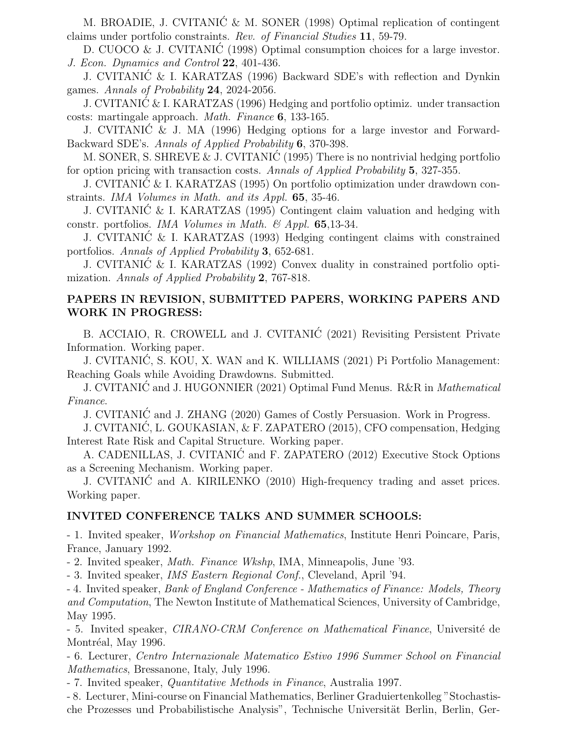M. BROADIE, J. CVITANIĆ & M. SONER (1998) Optimal replication of contingent claims under portfolio constraints. *Rev. of Financial Studies* **11**, 59-79.

D. CUOCO & J. CVITANIĆ (1998) Optimal consumption choices for a large investor. *J. Econ. Dynamics and Control* **22**, 401-436.

J. CVITANIĆ & I. KARATZAS (1996) Backward SDE's with reflection and Dynkin games. *Annals of Probability* **24**, 2024-2056.

J. CVITANIĆ & I. KARATZAS (1996) Hedging and portfolio optimiz. under transaction costs: martingale approach. *Math. Finance* **6**, 133-165.

J. CVITANIĆ & J. MA (1996) Hedging options for a large investor and Forward-Backward SDE's. *Annals of Applied Probability* **6**, 370-398.

M. SONER, S. SHREVE & J. CVITANIĆ (1995) There is no nontrivial hedging portfolio for option pricing with transaction costs. *Annals of Applied Probability* **5**, 327-355.

J. CVITANIĆ & I. KARATZAS (1995) On portfolio optimization under drawdown constraints. *IMA Volumes in Math. and its Appl.* **65**, 35-46.

J. CVITANIĆ & I. KARATZAS (1995) Contingent claim valuation and hedging with constr. portfolios. *IMA Volumes in Math. & Appl.* **65**,13-34.

J. CVITANIĆ & I. KARATZAS (1993) Hedging contingent claims with constrained portfolios. *Annals of Applied Probability* **3**, 652-681.

J. CVITANIĆ & I. KARATZAS (1992) Convex duality in constrained portfolio optimization. *Annals of Applied Probability* **2**, 767-818.

### PAPERS IN REVISION, SUBMITTED PAPERS, WORKING PAPERS AND WORK IN PROGRESS:

B. ACCIAIO, R. CROWELL and J. CVITANIĆ (2021) Revisiting Persistent Private Information. Working paper.

J. CVITANIĆ, S. KOU, X. WAN and K. WILLIAMS (2021) Pi Portfolio Management: Reaching Goals while Avoiding Drawdowns. Submitted.

J. CVITANIĆ and J. HUGONNIER (2021) Optimal Fund Menus. R&R in *Mathematical Finance*.

J. CVITANIĆ and J. ZHANG (2020) Games of Costly Persuasion. Work in Progress.

J. CVITANIĆ, L. GOUKASIAN, & F. ZAPATERO (2015), CFO compensation, Hedging Interest Rate Risk and Capital Structure. Working paper.

A. CADENILLAS, J. CVITANIĆ and F. ZAPATERO (2012) Executive Stock Options as a Screening Mechanism. Working paper.

J. CVITANIĆ and A. KIRILENKO (2010) High-frequency trading and asset prices. Working paper.

### INVITED CONFERENCE TALKS AND SUMMER SCHOOLS:

- 1. Invited speaker, *Workshop on Financial Mathematics*, Institute Henri Poincare, Paris, France, January 1992.
- 2. Invited speaker, *Math. Finance Wkshp*, IMA, Minneapolis, June '93.
- 3. Invited speaker, *IMS Eastern Regional Conf.*, Cleveland, April '94.
- 4. Invited speaker, *Bank of England Conference - Mathematics of Finance: Models, Theory and Computation*, The Newton Institute of Mathematical Sciences, University of Cambridge, May 1995.
- 5. Invited speaker, *CIRANO-CRM Conference on Mathematical Finance*, Université de Montréal, May 1996.
- 6. Lecturer, *Centro Internazionale Matematico Estivo 1996 Summer School on Financial Mathematics*, Bressanone, Italy, July 1996.
- 7. Invited speaker, *Quantitative Methods in Finance*, Australia 1997.
- 8. Lecturer, Mini-course on Financial Mathematics, Berliner Graduiertenkolleg "Stochastische Prozesses und Probabilistische Analysis", Technische Universität Berlin, Berlin, Ger-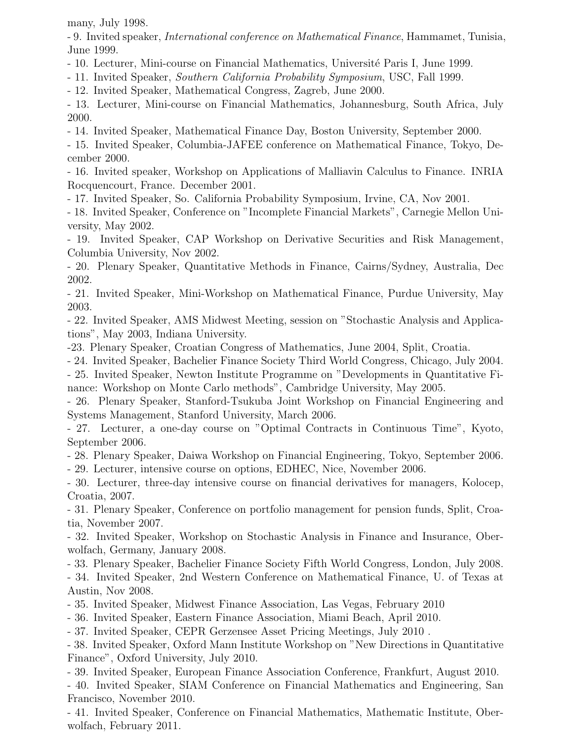many, July 1998.

- 9. Invited speaker, *International conference on Mathematical Finance*, Hammamet, Tunisia, June 1999.
- 10. Lecturer, Mini-course on Financial Mathematics, Université Paris I, June 1999.
- 11. Invited Speaker, *Southern California Probability Symposium*, USC, Fall 1999.
- 12. Invited Speaker, Mathematical Congress, Zagreb, June 2000.
- 13. Lecturer, Mini-course on Financial Mathematics, Johannesburg, South Africa, July 2000.
- 14. Invited Speaker, Mathematical Finance Day, Boston University, September 2000.
- 15. Invited Speaker, Columbia-JAFEE conference on Mathematical Finance, Tokyo, December 2000.
- 16. Invited speaker, Workshop on Applications of Malliavin Calculus to Finance. INRIA Rocquencourt, France. December 2001.
- 17. Invited Speaker, So. California Probability Symposium, Irvine, CA, Nov 2001.
- 18. Invited Speaker, Conference on "Incomplete Financial Markets", Carnegie Mellon University, May 2002.
- 19. Invited Speaker, CAP Workshop on Derivative Securities and Risk Management, Columbia University, Nov 2002.
- 20. Plenary Speaker, Quantitative Methods in Finance, Cairns/Sydney, Australia, Dec 2002.
- 21. Invited Speaker, Mini-Workshop on Mathematical Finance, Purdue University, May 2003.
- 22. Invited Speaker, AMS Midwest Meeting, session on "Stochastic Analysis and Applications", May 2003, Indiana University.
- 23. Plenary Speaker, Croatian Congress of Mathematics, June 2004, Split, Croatia.
- 24. Invited Speaker, Bachelier Finance Society Third World Congress, Chicago, July 2004.
- 25. Invited Speaker, Newton Institute Programme on "Developments in Quantitative Finance: Workshop on Monte Carlo methods", Cambridge University, May 2005.
- 26. Plenary Speaker, Stanford-Tsukuba Joint Workshop on Financial Engineering and Systems Management, Stanford University, March 2006.
- 27. Lecturer, a one-day course on "Optimal Contracts in Continuous Time", Kyoto, September 2006.
- 28. Plenary Speaker, Daiwa Workshop on Financial Engineering, Tokyo, September 2006.
- 29. Lecturer, intensive course on options, EDHEC, Nice, November 2006.
- 30. Lecturer, three-day intensive course on financial derivatives for managers, Kolocep, Croatia, 2007.
- 31. Plenary Speaker, Conference on portfolio management for pension funds, Split, Croatia, November 2007.
- 32. Invited Speaker, Workshop on Stochastic Analysis in Finance and Insurance, Oberwolfach, Germany, January 2008.
- 33. Plenary Speaker, Bachelier Finance Society Fifth World Congress, London, July 2008.
- 34. Invited Speaker, 2nd Western Conference on Mathematical Finance, U. of Texas at Austin, Nov 2008.
- 35. Invited Speaker, Midwest Finance Association, Las Vegas, February 2010
- 36. Invited Speaker, Eastern Finance Association, Miami Beach, April 2010.
- 37. Invited Speaker, CEPR Gerzensee Asset Pricing Meetings, July 2010 .
- 38. Invited Speaker, Oxford Mann Institute Workshop on "New Directions in Quantitative Finance", Oxford University, July 2010.
- 39. Invited Speaker, European Finance Association Conference, Frankfurt, August 2010.
- 40. Invited Speaker, SIAM Conference on Financial Mathematics and Engineering, San Francisco, November 2010.
- 41. Invited Speaker, Conference on Financial Mathematics, Mathematic Institute, Oberwolfach, February 2011.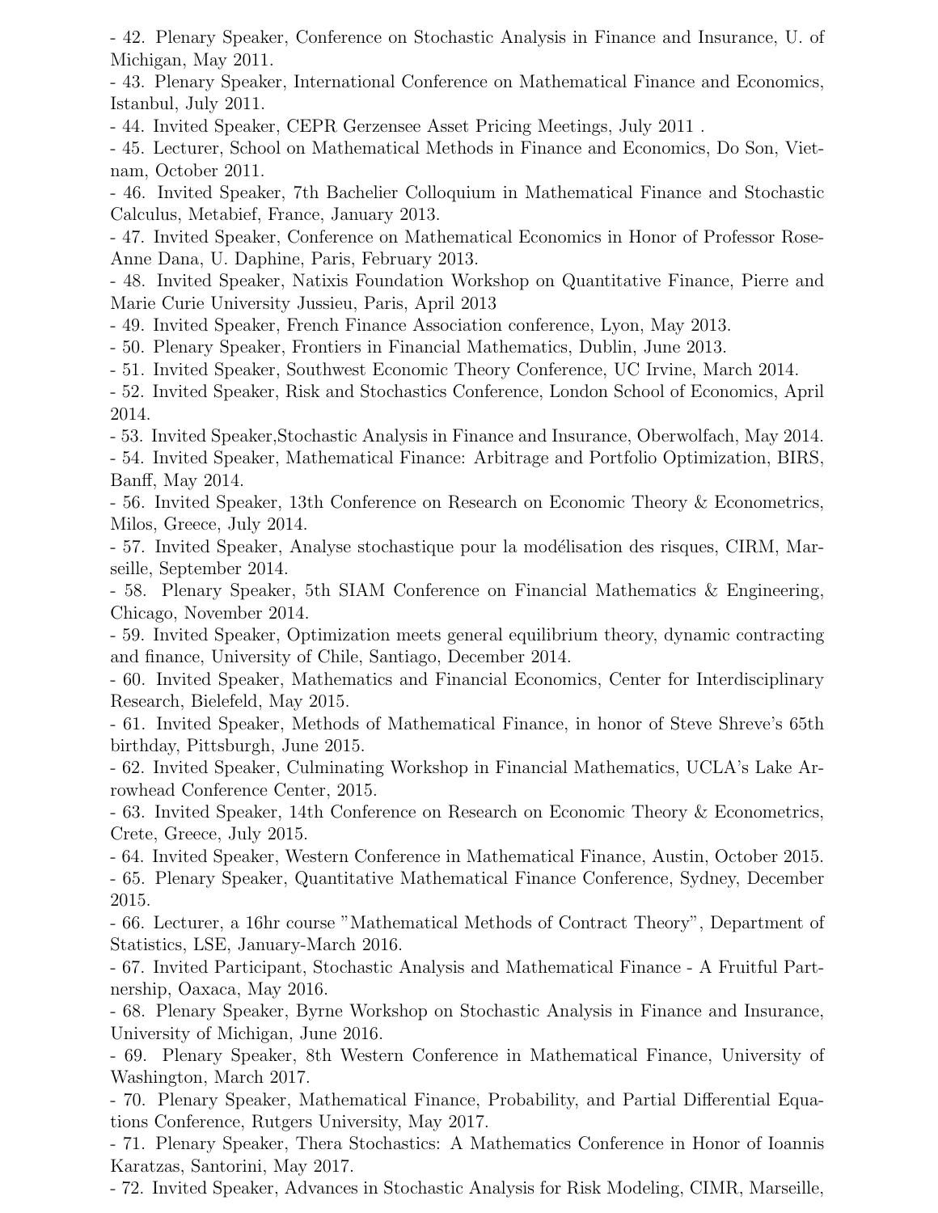- 42. Plenary Speaker, Conference on Stochastic Analysis in Finance and Insurance, U. of Michigan, May 2011.
- 43. Plenary Speaker, International Conference on Mathematical Finance and Economics, Istanbul, July 2011.
- 44. Invited Speaker, CEPR Gerzensee Asset Pricing Meetings, July 2011 .
- 45. Lecturer, School on Mathematical Methods in Finance and Economics, Do Son, Vietnam, October 2011.
- 46. Invited Speaker, 7th Bachelier Colloquium in Mathematical Finance and Stochastic Calculus, Metabief, France, January 2013.
- 47. Invited Speaker, Conference on Mathematical Economics in Honor of Professor Rose-Anne Dana, U. Daphine, Paris, February 2013.
- 48. Invited Speaker, Natixis Foundation Workshop on Quantitative Finance, Pierre and Marie Curie University Jussieu, Paris, April 2013
- 49. Invited Speaker, French Finance Association conference, Lyon, May 2013.
- 50. Plenary Speaker, Frontiers in Financial Mathematics, Dublin, June 2013.
- 51. Invited Speaker, Southwest Economic Theory Conference, UC Irvine, March 2014.
- 52. Invited Speaker, Risk and Stochastics Conference, London School of Economics, April 2014.
- 53. Invited Speaker,Stochastic Analysis in Finance and Insurance, Oberwolfach, May 2014.
- 54. Invited Speaker, Mathematical Finance: Arbitrage and Portfolio Optimization, BIRS, Banff, May 2014.
- 56. Invited Speaker, 13th Conference on Research on Economic Theory & Econometrics, Milos, Greece, July 2014.
- 57. Invited Speaker, Analyse stochastique pour la modélisation des risques, CIRM, Marseille, September 2014.
- 58. Plenary Speaker, 5th SIAM Conference on Financial Mathematics & Engineering, Chicago, November 2014.
- 59. Invited Speaker, Optimization meets general equilibrium theory, dynamic contracting and finance, University of Chile, Santiago, December 2014.
- 60. Invited Speaker, Mathematics and Financial Economics, Center for Interdisciplinary Research, Bielefeld, May 2015.
- 61. Invited Speaker, Methods of Mathematical Finance, in honor of Steve Shreve's 65th birthday, Pittsburgh, June 2015.
- 62. Invited Speaker, Culminating Workshop in Financial Mathematics, UCLA's Lake Arrowhead Conference Center, 2015.
- 63. Invited Speaker, 14th Conference on Research on Economic Theory & Econometrics, Crete, Greece, July 2015.
- 64. Invited Speaker, Western Conference in Mathematical Finance, Austin, October 2015.
- 65. Plenary Speaker, Quantitative Mathematical Finance Conference, Sydney, December 2015.
- 66. Lecturer, a 16hr course "Mathematical Methods of Contract Theory", Department of Statistics, LSE, January-March 2016.
- 67. Invited Participant, Stochastic Analysis and Mathematical Finance - A Fruitful Partnership, Oaxaca, May 2016.
- 68. Plenary Speaker, Byrne Workshop on Stochastic Analysis in Finance and Insurance, University of Michigan, June 2016.
- 69. Plenary Speaker, 8th Western Conference in Mathematical Finance, University of Washington, March 2017.
- 70. Plenary Speaker, Mathematical Finance, Probability, and Partial Differential Equations Conference, Rutgers University, May 2017.
- 71. Plenary Speaker, Thera Stochastics: A Mathematics Conference in Honor of Ioannis Karatzas, Santorini, May 2017.
- 72. Invited Speaker, Advances in Stochastic Analysis for Risk Modeling, CIMR, Marseille,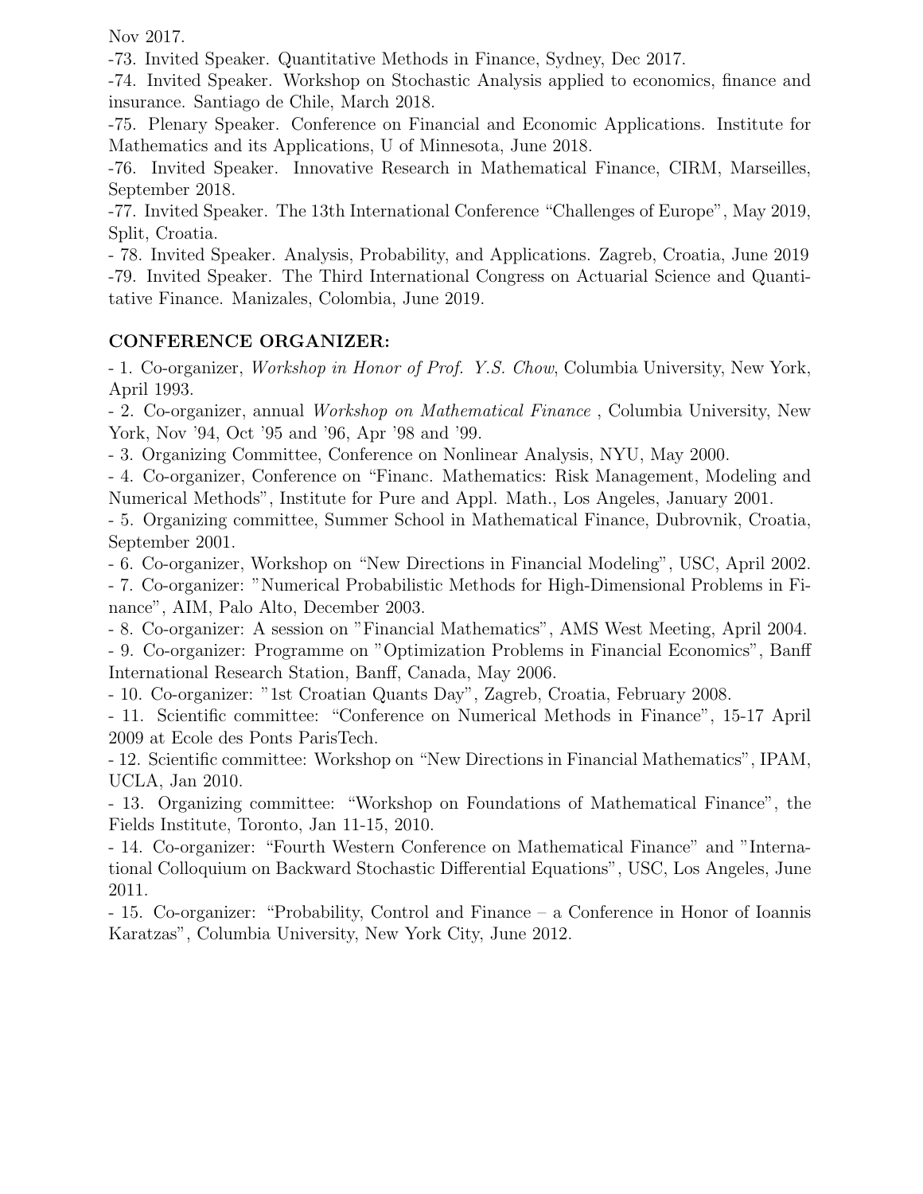Nov 2017.

-73. Invited Speaker. Quantitative Methods in Finance, Sydney, Dec 2017.

-74. Invited Speaker. Workshop on Stochastic Analysis applied to economics, finance and insurance. Santiago de Chile, March 2018.

-75. Plenary Speaker. Conference on Financial and Economic Applications. Institute for Mathematics and its Applications, U of Minnesota, June 2018.

-76. Invited Speaker. Innovative Research in Mathematical Finance, CIRM, Marseilles, September 2018.

-77. Invited Speaker. The 13th International Conference "Challenges of Europe", May 2019, Split, Croatia.

- 78. Invited Speaker. Analysis, Probability, and Applications. Zagreb, Croatia, June 2019

-79. Invited Speaker. The Third International Congress on Actuarial Science and Quantitative Finance. Manizales, Colombia, June 2019.

**CONFERENCE ORGANIZER:**

- 1. Co-organizer, *Workshop in Honor of Prof. Y.S. Chow*, Columbia University, New York, April 1993.

- 2. Co-organizer, annual *Workshop on Mathematical Finance* , Columbia University, New York, Nov '94, Oct '95 and '96, Apr '98 and '99.

- 3. Organizing Committee, Conference on Nonlinear Analysis, NYU, May 2000.

- 4. Co-organizer, Conference on "Financ. Mathematics: Risk Management, Modeling and Numerical Methods", Institute for Pure and Appl. Math., Los Angeles, January 2001.

- 5. Organizing committee, Summer School in Mathematical Finance, Dubrovnik, Croatia, September 2001.

- 6. Co-organizer, Workshop on "New Directions in Financial Modeling", USC, April 2002.

- 7. Co-organizer: "Numerical Probabilistic Methods for High-Dimensional Problems in Finance", AIM, Palo Alto, December 2003.

- 8. Co-organizer: A session on "Financial Mathematics", AMS West Meeting, April 2004.

- 9. Co-organizer: Programme on "Optimization Problems in Financial Economics", Banff International Research Station, Banff, Canada, May 2006.

- 10. Co-organizer: "1st Croatian Quants Day", Zagreb, Croatia, February 2008.

- 11. Scientific committee: "Conference on Numerical Methods in Finance", 15-17 April 2009 at Ecole des Ponts ParisTech.

- 12. Scientific committee: Workshop on "New Directions in Financial Mathematics", IPAM, UCLA, Jan 2010.

- 13. Organizing committee: "Workshop on Foundations of Mathematical Finance", the Fields Institute, Toronto, Jan 11-15, 2010.

- 14. Co-organizer: "Fourth Western Conference on Mathematical Finance" and "International Colloquium on Backward Stochastic Differential Equations", USC, Los Angeles, June 2011.

- 15. Co-organizer: "Probability, Control and Finance – a Conference in Honor of Ioannis Karatzas", Columbia University, New York City, June 2012.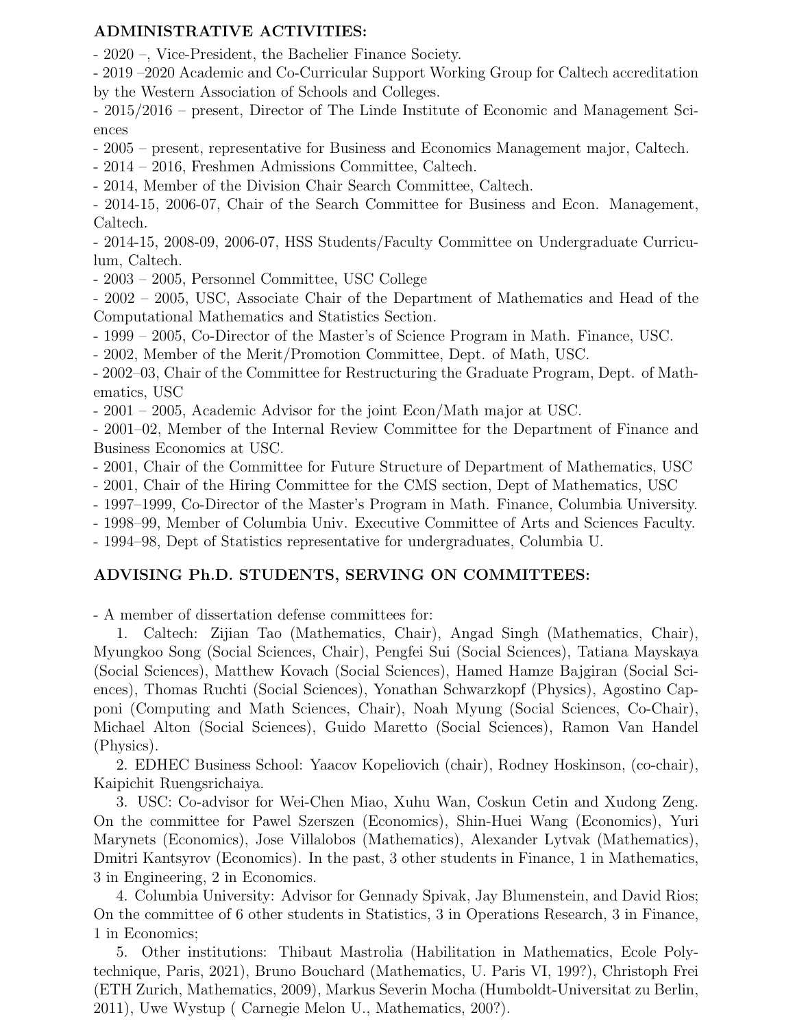## ADMINISTRATIVE ACTIVITIES:

- 2020 –, Vice-President, the Bachelier Finance Society.
- 2019 –2020 Academic and Co-Curricular Support Working Group for Caltech accreditation by the Western Association of Schools and Colleges.
- 2015/2016 – present, Director of The Linde Institute of Economic and Management Sciences
- 2005 – present, representative for Business and Economics Management major, Caltech.
- 2014 – 2016, Freshmen Admissions Committee, Caltech.
- 2014, Member of the Division Chair Search Committee, Caltech.
- 2014-15, 2006-07, Chair of the Search Committee for Business and Econ. Management, Caltech.
- 2014-15, 2008-09, 2006-07, HSS Students/Faculty Committee on Undergraduate Curriculum, Caltech.
- 2003 – 2005, Personnel Committee, USC College
- 2002 – 2005, USC, Associate Chair of the Department of Mathematics and Head of the Computational Mathematics and Statistics Section.
- 1999 – 2005, Co-Director of the Master's of Science Program in Math. Finance, USC.
- 2002, Member of the Merit/Promotion Committee, Dept. of Math, USC.
- 2002–03, Chair of the Committee for Restructuring the Graduate Program, Dept. of Mathematics, USC
- 2001 – 2005, Academic Advisor for the joint Econ/Math major at USC.
- 2001–02, Member of the Internal Review Committee for the Department of Finance and Business Economics at USC.
- 2001, Chair of the Committee for Future Structure of Department of Mathematics, USC
- 2001, Chair of the Hiring Committee for the CMS section, Dept of Mathematics, USC
- 1997–1999, Co-Director of the Master's Program in Math. Finance, Columbia University.
- 1998–99, Member of Columbia Univ. Executive Committee of Arts and Sciences Faculty.
- 1994–98, Dept of Statistics representative for undergraduates, Columbia U.

## ADVISING Ph.D. STUDENTS, SERVING ON COMMITTEES:

- A member of dissertation defense committees for:

1. Caltech: Zijian Tao (Mathematics, Chair), Angad Singh (Mathematics, Chair), Myungkoo Song (Social Sciences, Chair), Pengfei Sui (Social Sciences), Tatiana Mayskaya (Social Sciences), Matthew Kovach (Social Sciences), Hamed Hamze Bajgiran (Social Sciences), Thomas Ruchti (Social Sciences), Yonathan Schwarzkopf (Physics), Agostino Capponi (Computing and Math Sciences, Chair), Noah Myung (Social Sciences, Co-Chair), Michael Alton (Social Sciences), Guido Maretto (Social Sciences), Ramon Van Handel (Physics).

2. EDHEC Business School: Yaacov Kopeliovich (chair), Rodney Hoskinson, (co-chair), Kaipichit Ruengsrichaiya.

3. USC: Co-advisor for Wei-Chen Miao, Xuhu Wan, Coskun Cetin and Xudong Zeng. On the committee for Pawel Szerszen (Economics), Shin-Huei Wang (Economics), Yuri Marynets (Economics), Jose Villalobos (Mathematics), Alexander Lytvak (Mathematics), Dmitri Kantsyrov (Economics). In the past, 3 other students in Finance, 1 in Mathematics, 3 in Engineering, 2 in Economics.

4. Columbia University: Advisor for Gennady Spivak, Jay Blumenstein, and David Rios; On the committee of 6 other students in Statistics, 3 in Operations Research, 3 in Finance, 1 in Economics;

5. Other institutions: Thibaut Mastrolia (Habilitation in Mathematics, Ecole Polytechnique, Paris, 2021), Bruno Bouchard (Mathematics, U. Paris VI, 199?), Christoph Frei (ETH Zurich, Mathematics, 2009), Markus Severin Mocha (Humboldt-Universitat zu Berlin, 2011), Uwe Wystup ( Carnegie Melon U., Mathematics, 200?).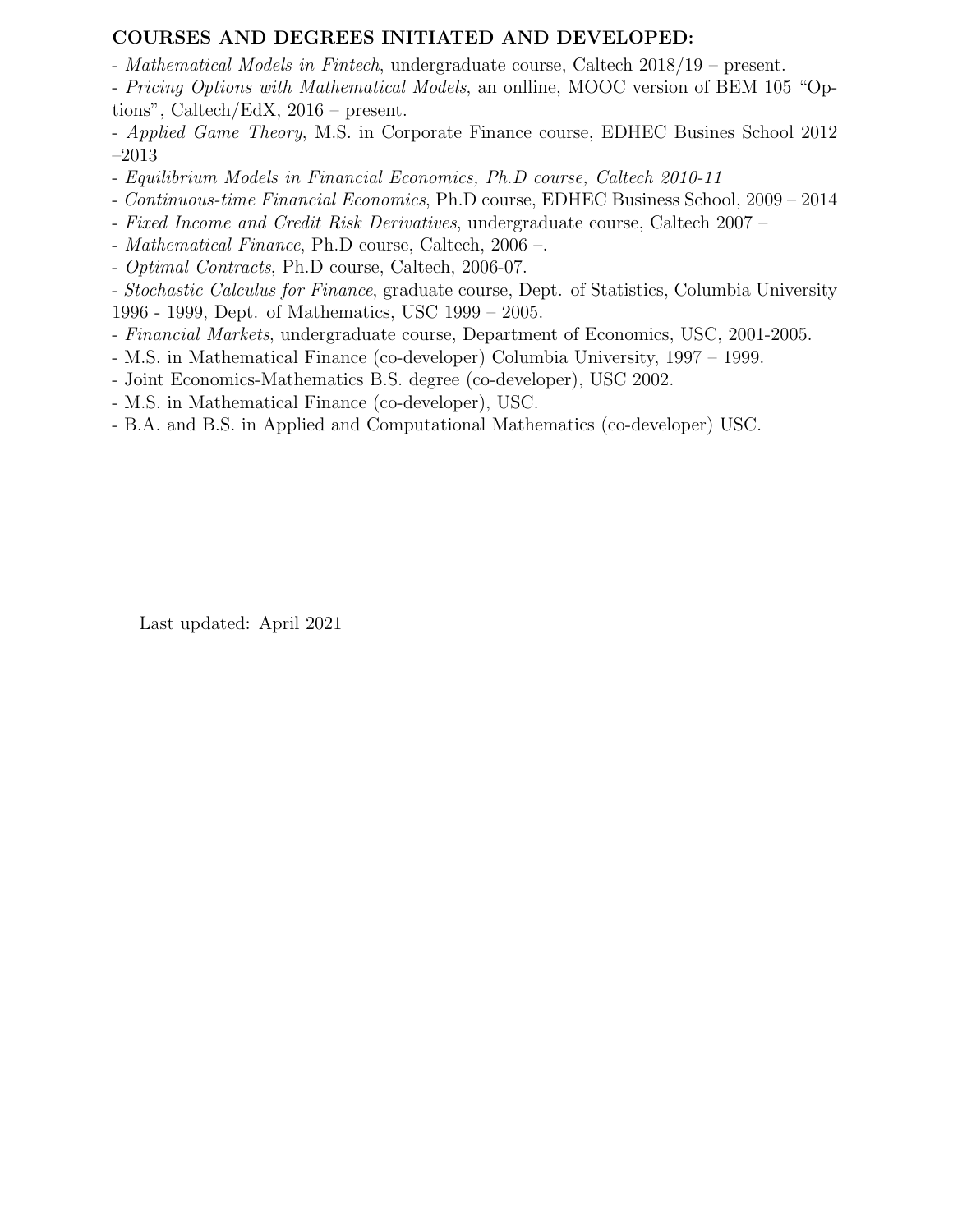**COURSES AND DEGREES INITIATED AND DEVELOPED:**

- *Mathematical Models in Fintech*, undergraduate course, Caltech 2018/19 – present.
- *Pricing Options with Mathematical Models*, an onlline, MOOC version of BEM 105 "Options", Caltech/EdX, 2016 – present.
- *Applied Game Theory*, M.S. in Corporate Finance course, EDHEC Busines School 2012 –2013
- *Equilibrium Models in Financial Economics, Ph.D course, Caltech 2010-11*
- *Continuous-time Financial Economics*, Ph.D course, EDHEC Business School, 2009 – 2014
- *Fixed Income and Credit Risk Derivatives*, undergraduate course, Caltech 2007 –
- *Mathematical Finance*, Ph.D course, Caltech, 2006 –.
- *Optimal Contracts*, Ph.D course, Caltech, 2006-07.
- *Stochastic Calculus for Finance*, graduate course, Dept. of Statistics, Columbia University 1996 - 1999, Dept. of Mathematics, USC 1999 – 2005.
- *Financial Markets*, undergraduate course, Department of Economics, USC, 2001-2005.
- M.S. in Mathematical Finance (co-developer) Columbia University, 1997 – 1999.
- Joint Economics-Mathematics B.S. degree (co-developer), USC 2002.
- M.S. in Mathematical Finance (co-developer), USC.
- B.A. and B.S. in Applied and Computational Mathematics (co-developer) USC.

Last updated: April 2021